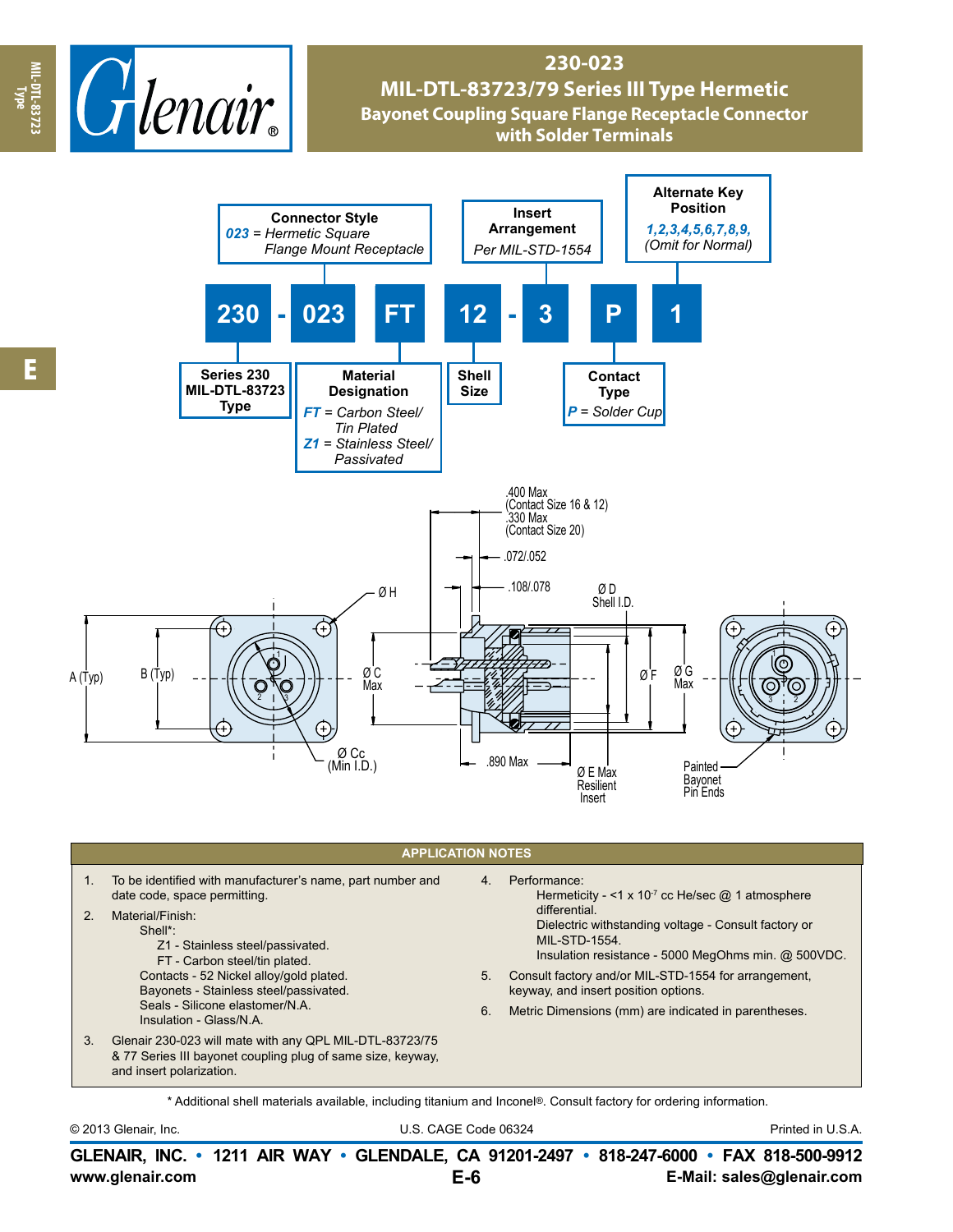# 230-023

## MIL-DTL-83723/79 Series III Type Hermetic

### Bayonet Coupling Square Flange Receptacle Connector with Solder Terminals

**230 - 023 FT 12 - 3 P 1**

- **Series 230** MIL-DTL-83723 Type
- **Connector Style**: *023* = Hermetic Square Flange Mount Receptacle
- **Material Designation**:
  - *FT* = Carbon Steel/ Tin Plated
  - *Z1* = Stainless Steel/ Passivated
- **Shell Size**
- **Insert Arrangement**: Per MIL-STD-1554
- **Contact Type**: *P* = Solder Cup
- **Alternate Key Position**: *1,2,3,4,5,6,7,8,9,* (Omit for Normal)

.400 Max (Contact Size 16 & 12)
.330 Max (Contact Size 20)
.072/.052
.108/.078
Ø H
Ø D Shell I.D.
A (Typ)
B (Typ)
Ø C Max
Ø F
Ø G Max
Ø Cc (Min I.D.)
.890 Max
Ø E Max Resilient Insert
Painted Bayonet Pin Ends

## APPLICATION NOTES

1. To be identified with manufacturer's name, part number and date code, space permitting.
2. Material/Finish:
   - Shell*:
     - Z1 - Stainless steel/passivated.
     - FT - Carbon steel/tin plated.
   - Contacts - 52 Nickel alloy/gold plated.
   - Bayonets - Stainless steel/passivated.
   - Seals - Silicone elastomer/N.A.
   - Insulation - Glass/N.A.
3. Glenair 230-023 will mate with any QPL MIL-DTL-83723/75 & 77 Series III bayonet coupling plug of same size, keyway, and insert polarization.
4. Performance:
   - Hermeticity - <1 x $10^{-7}$ cc He/sec @ 1 atmosphere differential.
   - Dielectric withstanding voltage - Consult factory or MIL-STD-1554.
   - Insulation resistance - 5000 MegOhms min. @ 500VDC.
5. Consult factory and/or MIL-STD-1554 for arrangement, keyway, and insert position options.
6. Metric Dimensions (mm) are indicated in parentheses.

\* Additional shell materials available, including titanium and Inconel®. Consult factory for ordering information.

© 2013 Glenair, Inc. U.S. CAGE Code 06324 Printed in U.S.A.

**GLENAIR, INC. • 1211 AIR WAY • GLENDALE, CA 91201-2497 • 818-247-6000 • FAX 818-500-9912**
**www.glenair.com** **E-Mail: sales@glenair.com**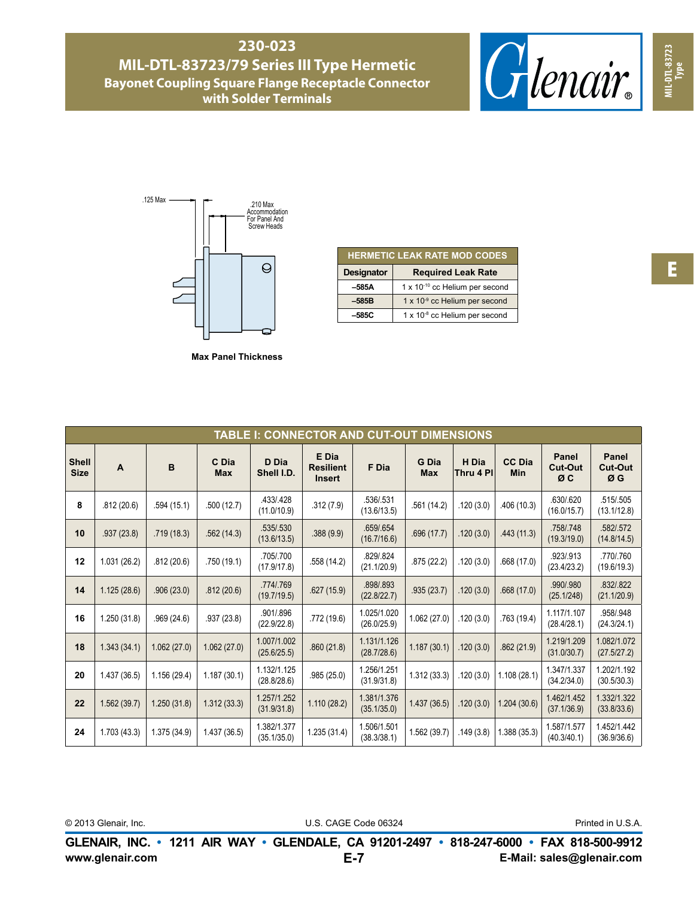# 230-023
## MIL-DTL-83723/79 Series III Type Hermetic
### Bayonet Coupling Square Flange Receptacle Connector with Solder Terminals

.125 Max

.210 Max Accommodation For Panel And Screw Heads

Max Panel Thickness

| HERMETIC LEAK RATE MOD CODES | |
|---|---|
| **Designator** | **Required Leak Rate** |
| **–585A** | 1 x $10^{-10}$ cc Helium per second |
| **–585B** | 1 x $10^{-9}$ cc Helium per second |
| **–585C** | 1 x $10^{-8}$ cc Helium per second |

**TABLE I: CONNECTOR AND CUT-OUT DIMENSIONS**

| Shell Size | A | B | C Dia Max | D Dia Shell I.D. | E Dia Resilient Insert | F Dia | G Dia Max | H Dia Thru 4 Pl | CC Dia Min | Panel Cut-Out Ø C | Panel Cut-Out Ø G |
|---|---|---|---|---|---|---|---|---|---|---|---|
| **8** | .812 (20.6) | .594 (15.1) | .500 (12.7) | .433/.428 (11.0/10.9) | .312 (7.9) | .536/.531 (13.6/13.5) | .561 (14.2) | .120 (3.0) | .406 (10.3) | .630/.620 (16.0/15.7) | .515/.505 (13.1/12.8) |
| **10** | .937 (23.8) | .719 (18.3) | .562 (14.3) | .535/.530 (13.6/13.5) | .388 (9.9) | .659/.654 (16.7/16.6) | .696 (17.7) | .120 (3.0) | .443 (11.3) | .758/.748 (19.3/19.0) | .582/.572 (14.8/14.5) |
| **12** | 1.031 (26.2) | .812 (20.6) | .750 (19.1) | .705/.700 (17.9/17.8) | .558 (14.2) | .829/.824 (21.1/20.9) | .875 (22.2) | .120 (3.0) | .668 (17.0) | .923/.913 (23.4/23.2) | .770/.760 (19.6/19.3) |
| **14** | 1.125 (28.6) | .906 (23.0) | .812 (20.6) | .774/.769 (19.7/19.5) | .627 (15.9) | .898/.893 (22.8/22.7) | .935 (23.7) | .120 (3.0) | .668 (17.0) | .990/.980 (25.1/248) | .832/.822 (21.1/20.9) |
| **16** | 1.250 (31.8) | .969 (24.6) | .937 (23.8) | .901/.896 (22.9/22.8) | .772 (19.6) | 1.025/1.020 (26.0/25.9) | 1.062 (27.0) | .120 (3.0) | .763 (19.4) | 1.117/1.107 (28.4/28.1) | .958/.948 (24.3/24.1) |
| **18** | 1.343 (34.1) | 1.062 (27.0) | 1.062 (27.0) | 1.007/1.002 (25.6/25.5) | .860 (21.8) | 1.131/1.126 (28.7/28.6) | 1.187 (30.1) | .120 (3.0) | .862 (21.9) | 1.219/1.209 (31.0/30.7) | 1.082/1.072 (27.5/27.2) |
| **20** | 1.437 (36.5) | 1.156 (29.4) | 1.187 (30.1) | 1.132/1.125 (28.8/28.6) | .985 (25.0) | 1.256/1.251 (31.9/31.8) | 1.312 (33.3) | .120 (3.0) | 1.108 (28.1) | 1.347/1.337 (34.2/34.0) | 1.202/1.192 (30.5/30.3) |
| **22** | 1.562 (39.7) | 1.250 (31.8) | 1.312 (33.3) | 1.257/1.252 (31.9/31.8) | 1.110 (28.2) | 1.381/1.376 (35.1/35.0) | 1.437 (36.5) | .120 (3.0) | 1.204 (30.6) | 1.462/1.452 (37.1/36.9) | 1.332/1.322 (33.8/33.6) |
| **24** | 1.703 (43.3) | 1.375 (34.9) | 1.437 (36.5) | 1.382/1.377 (35.1/35.0) | 1.235 (31.4) | 1.506/1.501 (38.3/38.1) | 1.562 (39.7) | .149 (3.8) | 1.388 (35.3) | 1.587/1.577 (40.3/40.1) | 1.452/1.442 (36.9/36.6) |